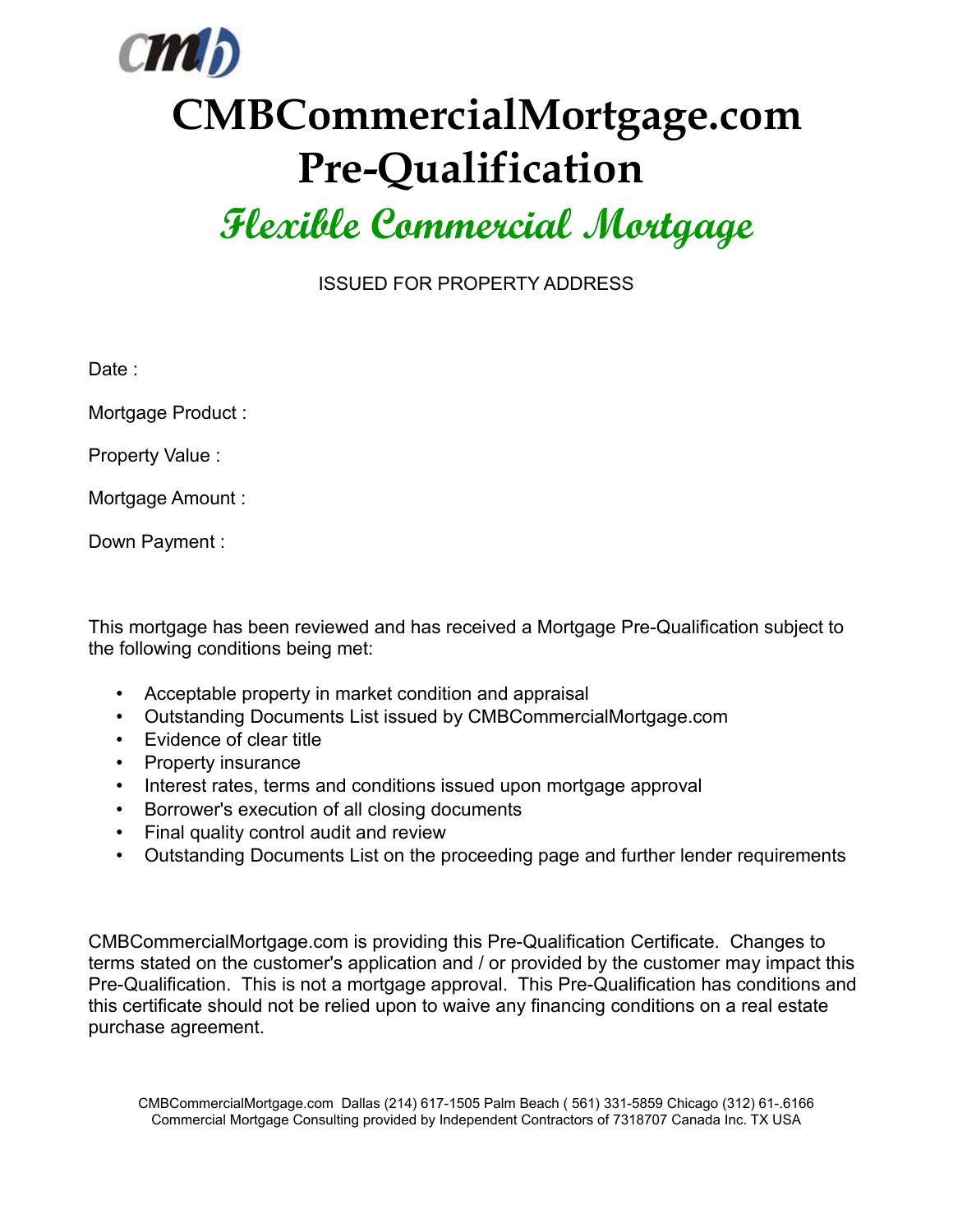# CMBCommercialMortgage.com Pre-Qualification

## *Flexible Commercial Mortgage*

ISSUED FOR PROPERTY ADDRESS

Date :

Mortgage Product :

Property Value :

Mortgage Amount :

Down Payment :

This mortgage has been reviewed and has received a Mortgage Pre-Qualification subject to the following conditions being met:

- Acceptable property in market condition and appraisal
- Outstanding Documents List issued by CMBCommercialMortgage.com
- Evidence of clear title
- Property insurance
- Interest rates, terms and conditions issued upon mortgage approval
- Borrower's execution of all closing documents
- Final quality control audit and review
- Outstanding Documents List on the proceeding page and further lender requirements

CMBCommercialMortgage.com is providing this Pre-Qualification Certificate. Changes to terms stated on the customer's application and / or provided by the customer may impact this Pre-Qualification. This is not a mortgage approval. This Pre-Qualification has conditions and this certificate should not be relied upon to waive any financing conditions on a real estate purchase agreement.

CMBCommercialMortgage.com Dallas (214) 617-1505 Palm Beach ( 561) 331-5859 Chicago (312) 61-.6166
Commercial Mortgage Consulting provided by Independent Contractors of 7318707 Canada Inc. TX USA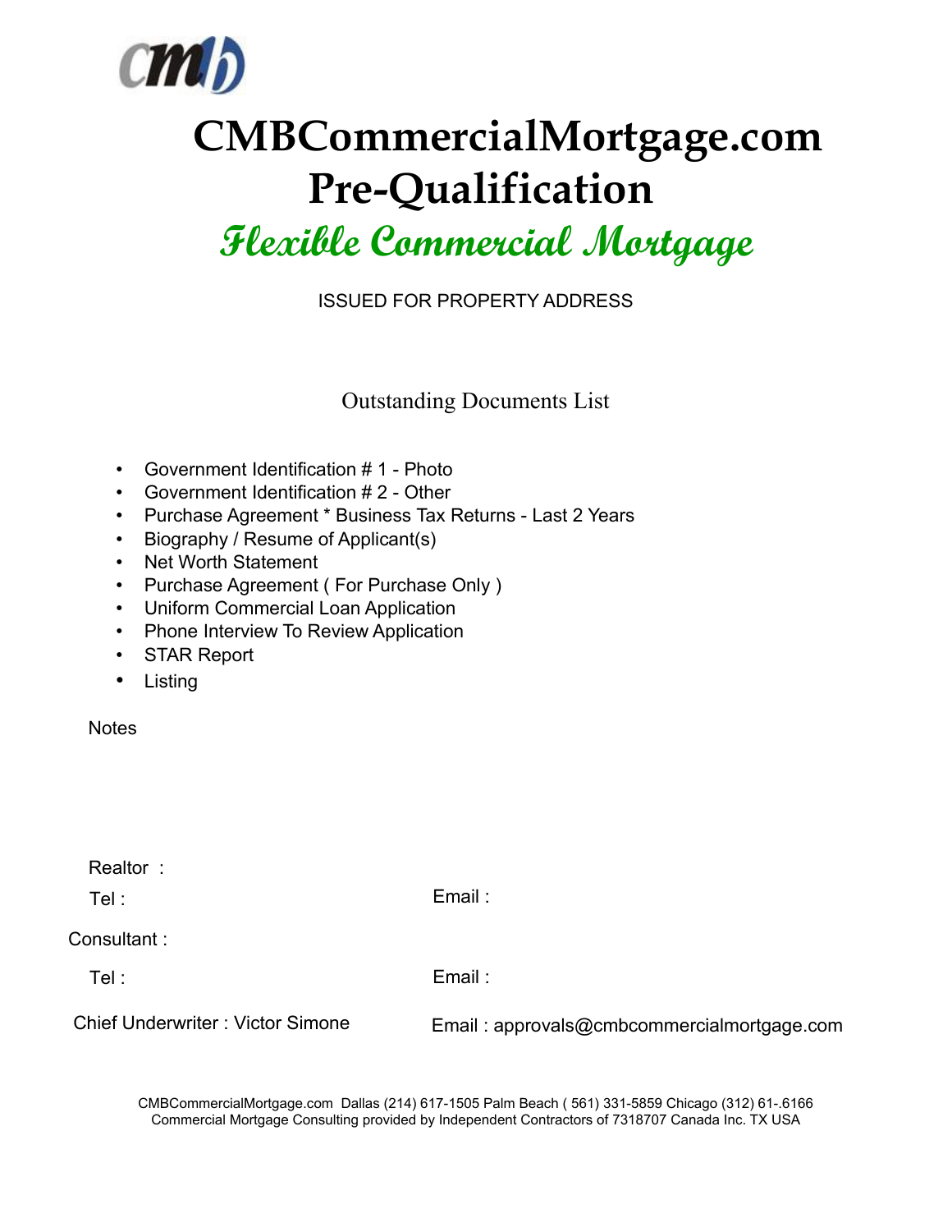# CMBCommercialMortgage.com Pre-Qualification

## *Flexible Commercial Mortgage*

ISSUED FOR PROPERTY ADDRESS

### Outstanding Documents List

- Government Identification # 1 - Photo
- Government Identification # 2 - Other
- Purchase Agreement * Business Tax Returns - Last 2 Years
- Biography / Resume of Applicant(s)
- Net Worth Statement
- Purchase Agreement ( For Purchase Only )
- Uniform Commercial Loan Application
- Phone Interview To Review Application
- STAR Report
- Listing

Notes

Realtor :

Tel : Email :

Consultant :

Tel : Email :

Chief Underwriter : Victor Simone Email : approvals@cmbcommercialmortgage.com

CMBCommercialMortgage.com Dallas (214) 617-1505 Palm Beach ( 561) 331-5859 Chicago (312) 61-.6166
Commercial Mortgage Consulting provided by Independent Contractors of 7318707 Canada Inc. TX USA